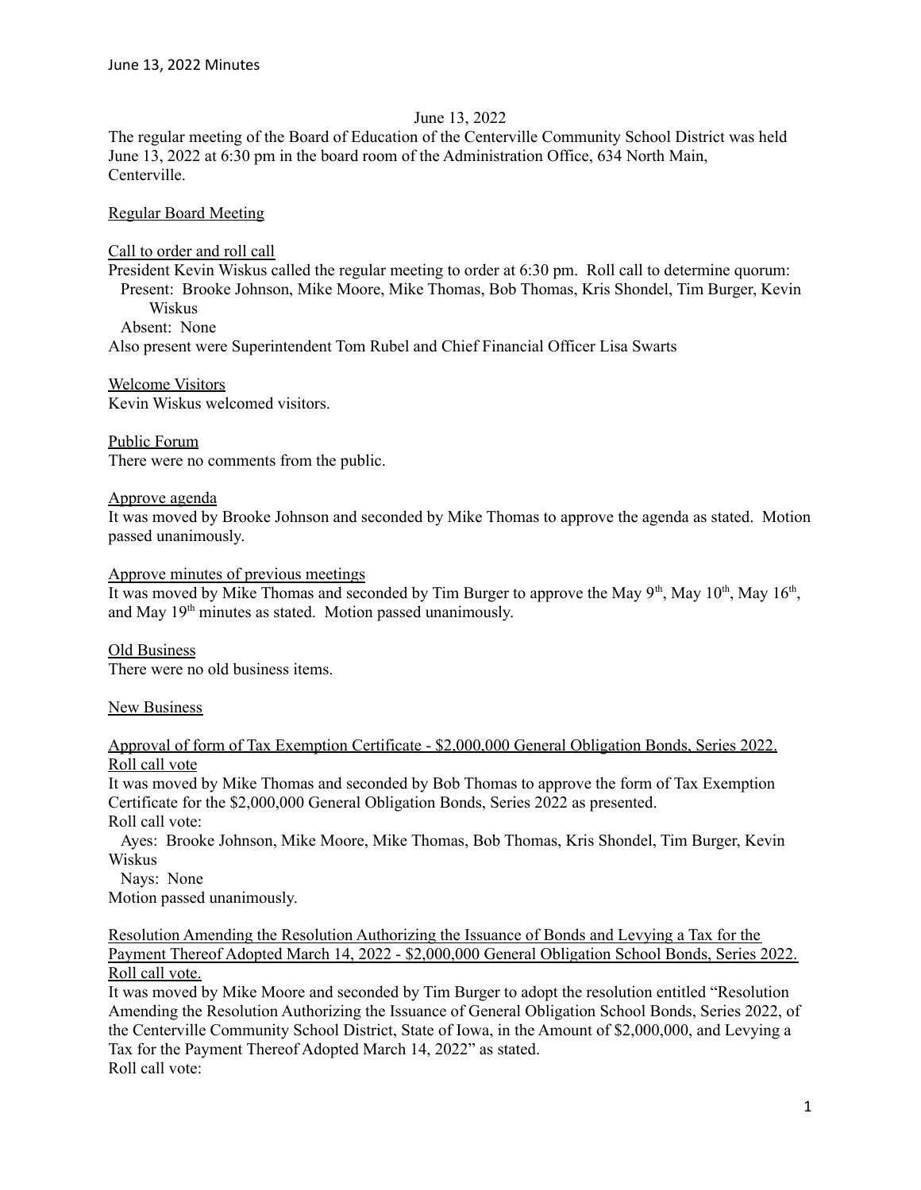June 13, 2022

The regular meeting of the Board of Education of the Centerville Community School District was held June 13, 2022 at 6:30 pm in the board room of the Administration Office, 634 North Main, Centerville.

Regular Board Meeting

Call to order and roll call

President Kevin Wiskus called the regular meeting to order at 6:30 pm. Roll call to determine quorum:

Present: Brooke Johnson, Mike Moore, Mike Thomas, Bob Thomas, Kris Shondel, Tim Burger, Kevin Wiskus

Absent: None

Also present were Superintendent Tom Rubel and Chief Financial Officer Lisa Swarts

Welcome Visitors

Kevin Wiskus welcomed visitors.

Public Forum

There were no comments from the public.

Approve agenda

It was moved by Brooke Johnson and seconded by Mike Thomas to approve the agenda as stated. Motion passed unanimously.

Approve minutes of previous meetings

It was moved by Mike Thomas and seconded by Tim Burger to approve the May 9th, May 10th, May 16th, and May 19th minutes as stated. Motion passed unanimously.

Old Business

There were no old business items.

New Business

Approval of form of Tax Exemption Certificate - $2,000,000 General Obligation Bonds, Series 2022. Roll call vote

It was moved by Mike Thomas and seconded by Bob Thomas to approve the form of Tax Exemption Certificate for the $2,000,000 General Obligation Bonds, Series 2022 as presented.

Roll call vote:

Ayes: Brooke Johnson, Mike Moore, Mike Thomas, Bob Thomas, Kris Shondel, Tim Burger, Kevin Wiskus

Nays: None

Motion passed unanimously.

Resolution Amending the Resolution Authorizing the Issuance of Bonds and Levying a Tax for the Payment Thereof Adopted March 14, 2022 - $2,000,000 General Obligation School Bonds, Series 2022. Roll call vote.

It was moved by Mike Moore and seconded by Tim Burger to adopt the resolution entitled "Resolution Amending the Resolution Authorizing the Issuance of General Obligation School Bonds, Series 2022, of the Centerville Community School District, State of Iowa, in the Amount of $2,000,000, and Levying a Tax for the Payment Thereof Adopted March 14, 2022" as stated.

Roll call vote: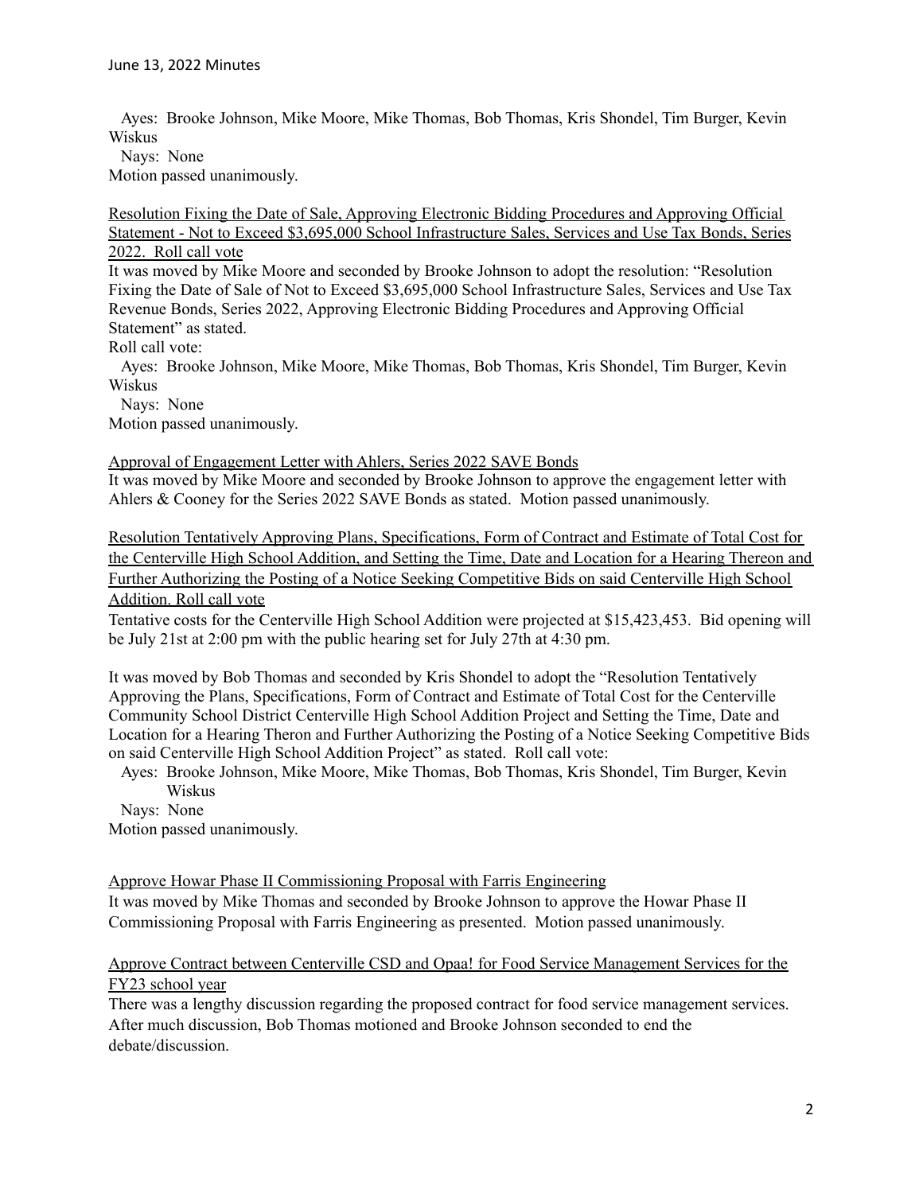Ayes: Brooke Johnson, Mike Moore, Mike Thomas, Bob Thomas, Kris Shondel, Tim Burger, Kevin Wiskus
Nays: None
Motion passed unanimously.

<u>Resolution Fixing the Date of Sale, Approving Electronic Bidding Procedures and Approving Official Statement - Not to Exceed $3,695,000 School Infrastructure Sales, Services and Use Tax Bonds, Series 2022. Roll call vote</u>

It was moved by Mike Moore and seconded by Brooke Johnson to adopt the resolution: "Resolution Fixing the Date of Sale of Not to Exceed $3,695,000 School Infrastructure Sales, Services and Use Tax Revenue Bonds, Series 2022, Approving Electronic Bidding Procedures and Approving Official Statement" as stated.

Roll call vote:
Ayes: Brooke Johnson, Mike Moore, Mike Thomas, Bob Thomas, Kris Shondel, Tim Burger, Kevin Wiskus
Nays: None
Motion passed unanimously.

<u>Approval of Engagement Letter with Ahlers, Series 2022 SAVE Bonds</u>

It was moved by Mike Moore and seconded by Brooke Johnson to approve the engagement letter with Ahlers & Cooney for the Series 2022 SAVE Bonds as stated. Motion passed unanimously.

<u>Resolution Tentatively Approving Plans, Specifications, Form of Contract and Estimate of Total Cost for the Centerville High School Addition, and Setting the Time, Date and Location for a Hearing Thereon and Further Authorizing the Posting of a Notice Seeking Competitive Bids on said Centerville High School Addition. Roll call vote</u>

Tentative costs for the Centerville High School Addition were projected at $15,423,453. Bid opening will be July 21st at 2:00 pm with the public hearing set for July 27th at 4:30 pm.

It was moved by Bob Thomas and seconded by Kris Shondel to adopt the "Resolution Tentatively Approving the Plans, Specifications, Form of Contract and Estimate of Total Cost for the Centerville Community School District Centerville High School Addition Project and Setting the Time, Date and Location for a Hearing Theron and Further Authorizing the Posting of a Notice Seeking Competitive Bids on said Centerville High School Addition Project" as stated. Roll call vote:
Ayes: Brooke Johnson, Mike Moore, Mike Thomas, Bob Thomas, Kris Shondel, Tim Burger, Kevin Wiskus
Nays: None
Motion passed unanimously.

<u>Approve Howar Phase II Commissioning Proposal with Farris Engineering</u>

It was moved by Mike Thomas and seconded by Brooke Johnson to approve the Howar Phase II Commissioning Proposal with Farris Engineering as presented. Motion passed unanimously.

<u>Approve Contract between Centerville CSD and Opaa! for Food Service Management Services for the FY23 school year</u>

There was a lengthy discussion regarding the proposed contract for food service management services. After much discussion, Bob Thomas motioned and Brooke Johnson seconded to end the debate/discussion.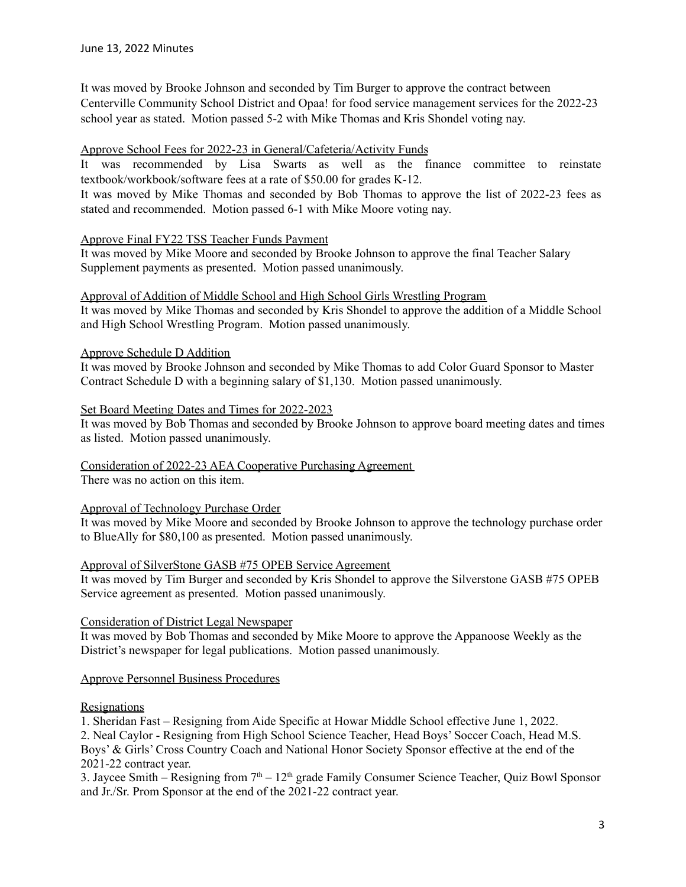It was moved by Brooke Johnson and seconded by Tim Burger to approve the contract between Centerville Community School District and Opaa! for food service management services for the 2022-23 school year as stated. Motion passed 5-2 with Mike Thomas and Kris Shondel voting nay.

Approve School Fees for 2022-23 in General/Cafeteria/Activity Funds

It was recommended by Lisa Swarts as well as the finance committee to reinstate textbook/workbook/software fees at a rate of $50.00 for grades K-12.

It was moved by Mike Thomas and seconded by Bob Thomas to approve the list of 2022-23 fees as stated and recommended. Motion passed 6-1 with Mike Moore voting nay.

Approve Final FY22 TSS Teacher Funds Payment

It was moved by Mike Moore and seconded by Brooke Johnson to approve the final Teacher Salary Supplement payments as presented. Motion passed unanimously.

Approval of Addition of Middle School and High School Girls Wrestling Program

It was moved by Mike Thomas and seconded by Kris Shondel to approve the addition of a Middle School and High School Wrestling Program. Motion passed unanimously.

Approve Schedule D Addition

It was moved by Brooke Johnson and seconded by Mike Thomas to add Color Guard Sponsor to Master Contract Schedule D with a beginning salary of $1,130. Motion passed unanimously.

Set Board Meeting Dates and Times for 2022-2023

It was moved by Bob Thomas and seconded by Brooke Johnson to approve board meeting dates and times as listed. Motion passed unanimously.

Consideration of 2022-23 AEA Cooperative Purchasing Agreement

There was no action on this item.

Approval of Technology Purchase Order

It was moved by Mike Moore and seconded by Brooke Johnson to approve the technology purchase order to BlueAlly for $80,100 as presented. Motion passed unanimously.

Approval of SilverStone GASB #75 OPEB Service Agreement

It was moved by Tim Burger and seconded by Kris Shondel to approve the Silverstone GASB #75 OPEB Service agreement as presented. Motion passed unanimously.

Consideration of District Legal Newspaper

It was moved by Bob Thomas and seconded by Mike Moore to approve the Appanoose Weekly as the District's newspaper for legal publications. Motion passed unanimously.

Approve Personnel Business Procedures

Resignations

1. Sheridan Fast – Resigning from Aide Specific at Howar Middle School effective June 1, 2022.
2. Neal Caylor - Resigning from High School Science Teacher, Head Boys' Soccer Coach, Head M.S. Boys' & Girls' Cross Country Coach and National Honor Society Sponsor effective at the end of the 2021-22 contract year.
3. Jaycee Smith – Resigning from 7th – 12th grade Family Consumer Science Teacher, Quiz Bowl Sponsor and Jr./Sr. Prom Sponsor at the end of the 2021-22 contract year.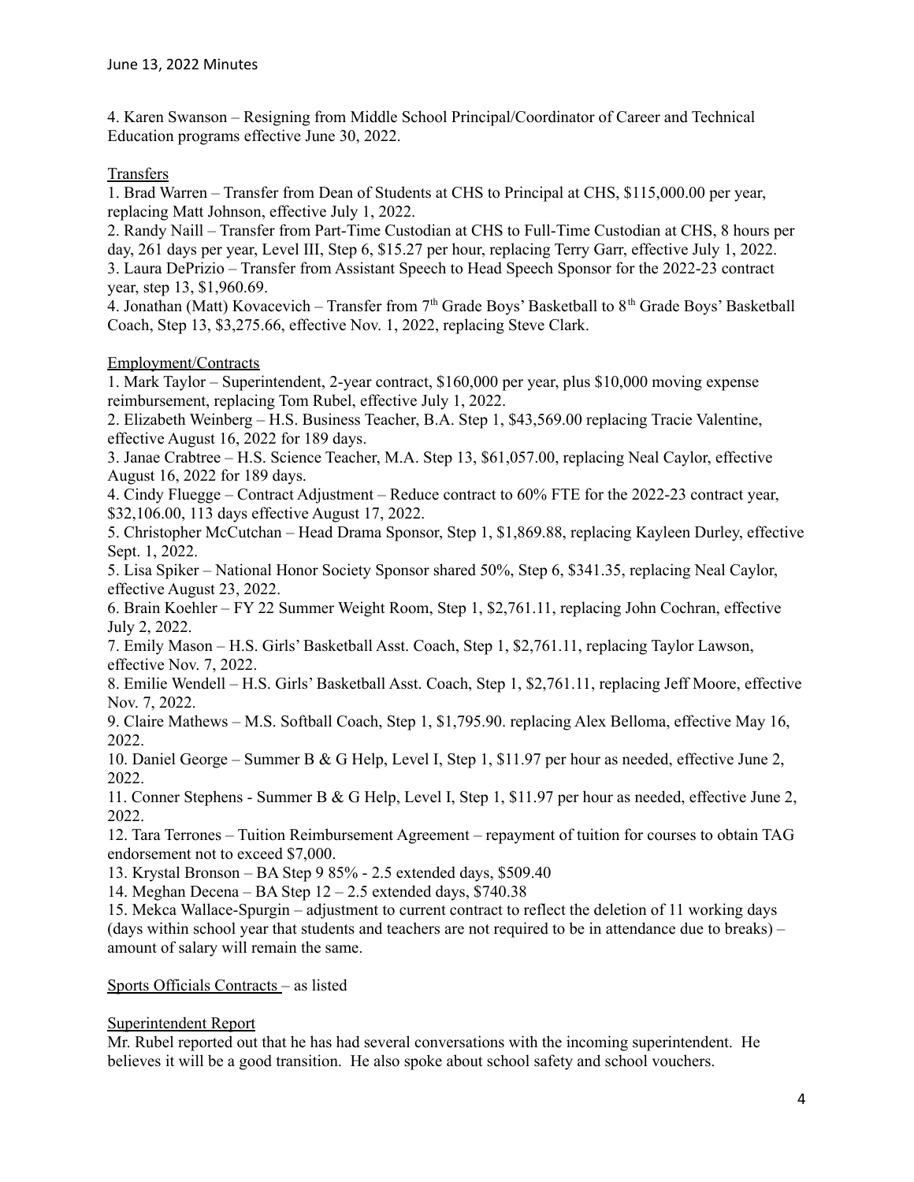4. Karen Swanson – Resigning from Middle School Principal/Coordinator of Career and Technical Education programs effective June 30, 2022.

Transfers

1. Brad Warren – Transfer from Dean of Students at CHS to Principal at CHS, $115,000.00 per year, replacing Matt Johnson, effective July 1, 2022.
2. Randy Naill – Transfer from Part-Time Custodian at CHS to Full-Time Custodian at CHS, 8 hours per day, 261 days per year, Level III, Step 6, $15.27 per hour, replacing Terry Garr, effective July 1, 2022.
3. Laura DePrizio – Transfer from Assistant Speech to Head Speech Sponsor for the 2022-23 contract year, step 13, $1,960.69.
4. Jonathan (Matt) Kovacevich – Transfer from 7th Grade Boys' Basketball to 8th Grade Boys' Basketball Coach, Step 13, $3,275.66, effective Nov. 1, 2022, replacing Steve Clark.

Employment/Contracts

1. Mark Taylor – Superintendent, 2-year contract, $160,000 per year, plus $10,000 moving expense reimbursement, replacing Tom Rubel, effective July 1, 2022.
2. Elizabeth Weinberg – H.S. Business Teacher, B.A. Step 1, $43,569.00 replacing Tracie Valentine, effective August 16, 2022 for 189 days.
3. Janae Crabtree – H.S. Science Teacher, M.A. Step 13, $61,057.00, replacing Neal Caylor, effective August 16, 2022 for 189 days.
4. Cindy Fluegge – Contract Adjustment – Reduce contract to 60% FTE for the 2022-23 contract year, $32,106.00, 113 days effective August 17, 2022.
5. Christopher McCutchan – Head Drama Sponsor, Step 1, $1,869.88, replacing Kayleen Durley, effective Sept. 1, 2022.
5. Lisa Spiker – National Honor Society Sponsor shared 50%, Step 6, $341.35, replacing Neal Caylor, effective August 23, 2022.
6. Brain Koehler – FY 22 Summer Weight Room, Step 1, $2,761.11, replacing John Cochran, effective July 2, 2022.
7. Emily Mason – H.S. Girls' Basketball Asst. Coach, Step 1, $2,761.11, replacing Taylor Lawson, effective Nov. 7, 2022.
8. Emilie Wendell – H.S. Girls' Basketball Asst. Coach, Step 1, $2,761.11, replacing Jeff Moore, effective Nov. 7, 2022.
9. Claire Mathews – M.S. Softball Coach, Step 1, $1,795.90. replacing Alex Belloma, effective May 16, 2022.
10. Daniel George – Summer B & G Help, Level I, Step 1, $11.97 per hour as needed, effective June 2, 2022.
11. Conner Stephens - Summer B & G Help, Level I, Step 1, $11.97 per hour as needed, effective June 2, 2022.
12. Tara Terrones – Tuition Reimbursement Agreement – repayment of tuition for courses to obtain TAG endorsement not to exceed $7,000.
13. Krystal Bronson – BA Step 9 85% - 2.5 extended days, $509.40
14. Meghan Decena – BA Step 12 – 2.5 extended days, $740.38
15. Mekca Wallace-Spurgin – adjustment to current contract to reflect the deletion of 11 working days (days within school year that students and teachers are not required to be in attendance due to breaks) – amount of salary will remain the same.

Sports Officials Contracts – as listed

Superintendent Report

Mr. Rubel reported out that he has had several conversations with the incoming superintendent. He believes it will be a good transition. He also spoke about school safety and school vouchers.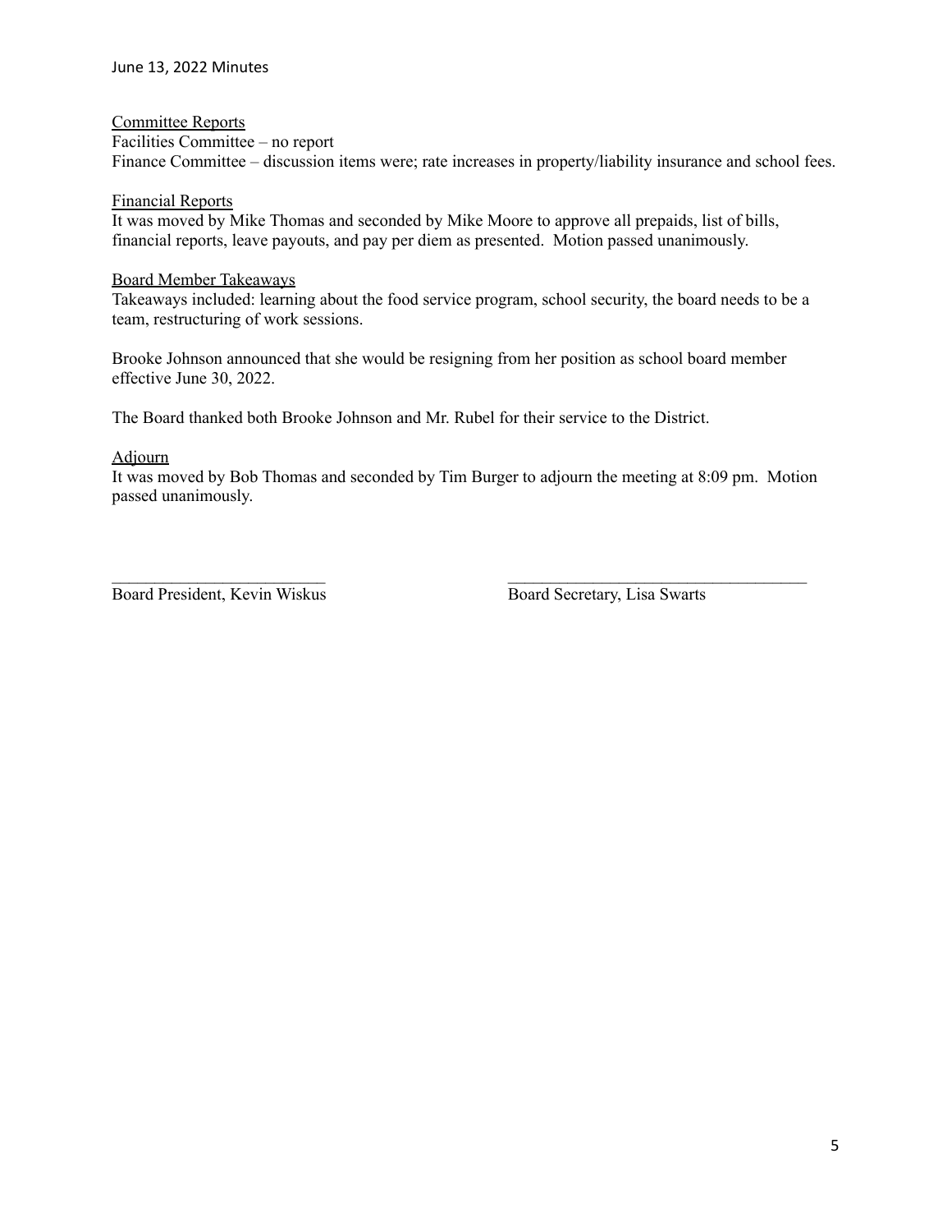Committee Reports

Facilities Committee – no report

Finance Committee – discussion items were; rate increases in property/liability insurance and school fees.

Financial Reports

It was moved by Mike Thomas and seconded by Mike Moore to approve all prepaids, list of bills, financial reports, leave payouts, and pay per diem as presented. Motion passed unanimously.

Board Member Takeaways

Takeaways included: learning about the food service program, school security, the board needs to be a team, restructuring of work sessions.

Brooke Johnson announced that she would be resigning from her position as school board member effective June 30, 2022.

The Board thanked both Brooke Johnson and Mr. Rubel for their service to the District.

Adjourn

It was moved by Bob Thomas and seconded by Tim Burger to adjourn the meeting at 8:09 pm. Motion passed unanimously.

\_\_\_\_\_\_\_\_\_\_\_\_\_\_\_\_\_\_\_\_\_\_\_\_\_\_ \_\_\_\_\_\_\_\_\_\_\_\_\_\_\_\_\_\_\_\_\_\_\_\_\_\_\_\_\_\_\_\_\_\_\_\_

Board President, Kevin Wiskus Board Secretary, Lisa Swarts